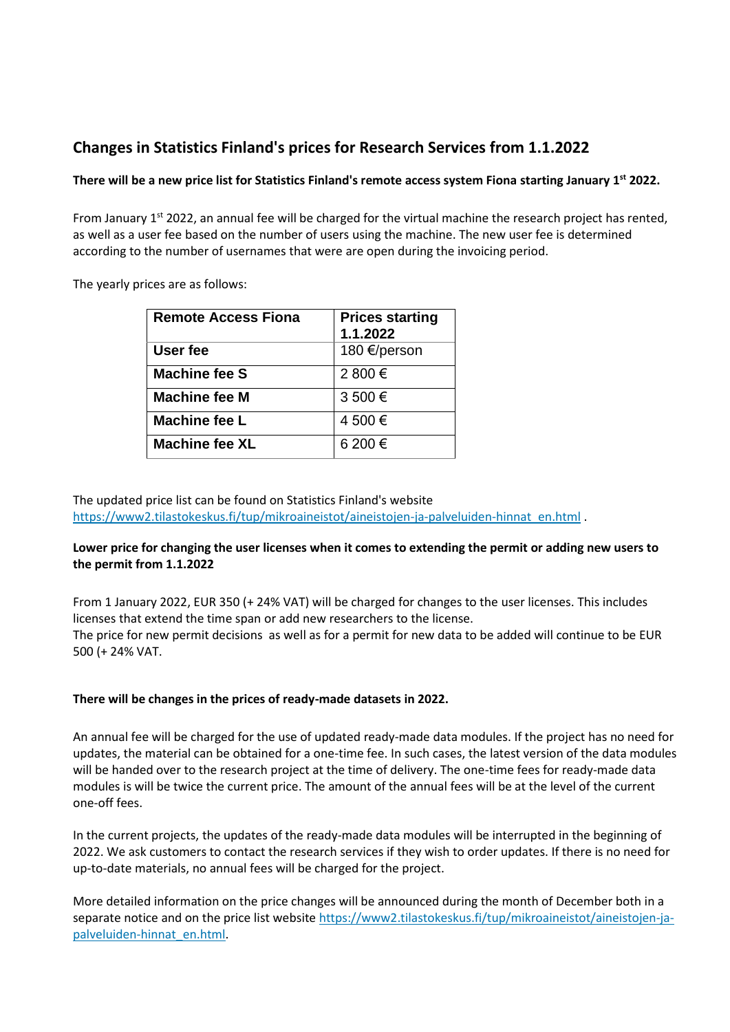# Changes in Statistics Finland's prices for Research Services from 1.1.2022

**There will be a new price list for Statistics Finland's remote access system Fiona starting January 1st 2022.**

From January 1st 2022, an annual fee will be charged for the virtual machine the research project has rented, as well as a user fee based on the number of users using the machine. The new user fee is determined according to the number of usernames that were are open during the invoicing period.

The yearly prices are as follows:

| Remote Access Fiona | Prices starting 1.1.2022 |
|---|---|
| **User fee** | 180 €/person |
| **Machine fee S** | 2 800 € |
| **Machine fee M** | 3 500 € |
| **Machine fee L** | 4 500 € |
| **Machine fee XL** | 6 200 € |

The updated price list can be found on Statistics Finland's website https://www2.tilastokeskus.fi/tup/mikroaineistot/aineistojen-ja-palveluiden-hinnat_en.html .

**Lower price for changing the user licenses when it comes to extending the permit or adding new users to the permit from 1.1.2022**

From 1 January 2022, EUR 350 (+ 24% VAT) will be charged for changes to the user licenses. This includes licenses that extend the time span or add new researchers to the license.
The price for new permit decisions as well as for a permit for new data to be added will continue to be EUR 500 (+ 24% VAT.

**There will be changes in the prices of ready-made datasets in 2022.**

An annual fee will be charged for the use of updated ready-made data modules. If the project has no need for updates, the material can be obtained for a one-time fee. In such cases, the latest version of the data modules will be handed over to the research project at the time of delivery. The one-time fees for ready-made data modules is will be twice the current price. The amount of the annual fees will be at the level of the current one-off fees.

In the current projects, the updates of the ready-made data modules will be interrupted in the beginning of 2022. We ask customers to contact the research services if they wish to order updates. If there is no need for up-to-date materials, no annual fees will be charged for the project.

More detailed information on the price changes will be announced during the month of December both in a separate notice and on the price list website https://www2.tilastokeskus.fi/tup/mikroaineistot/aineistojen-ja-palveluiden-hinnat_en.html.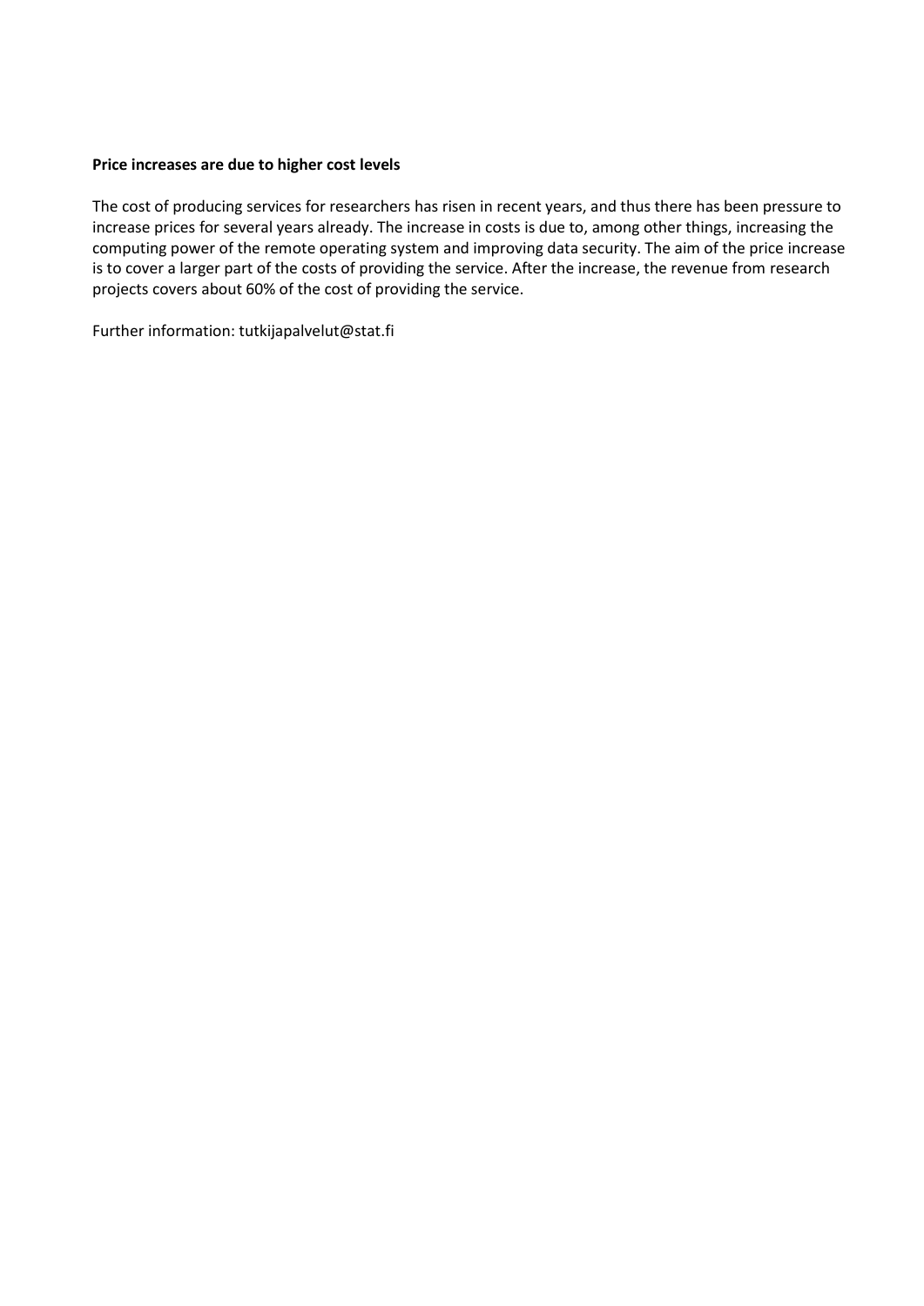**Price increases are due to higher cost levels**

The cost of producing services for researchers has risen in recent years, and thus there has been pressure to increase prices for several years already. The increase in costs is due to, among other things, increasing the computing power of the remote operating system and improving data security. The aim of the price increase is to cover a larger part of the costs of providing the service. After the increase, the revenue from research projects covers about 60% of the cost of providing the service.

Further information: tutkijapalvelut@stat.fi